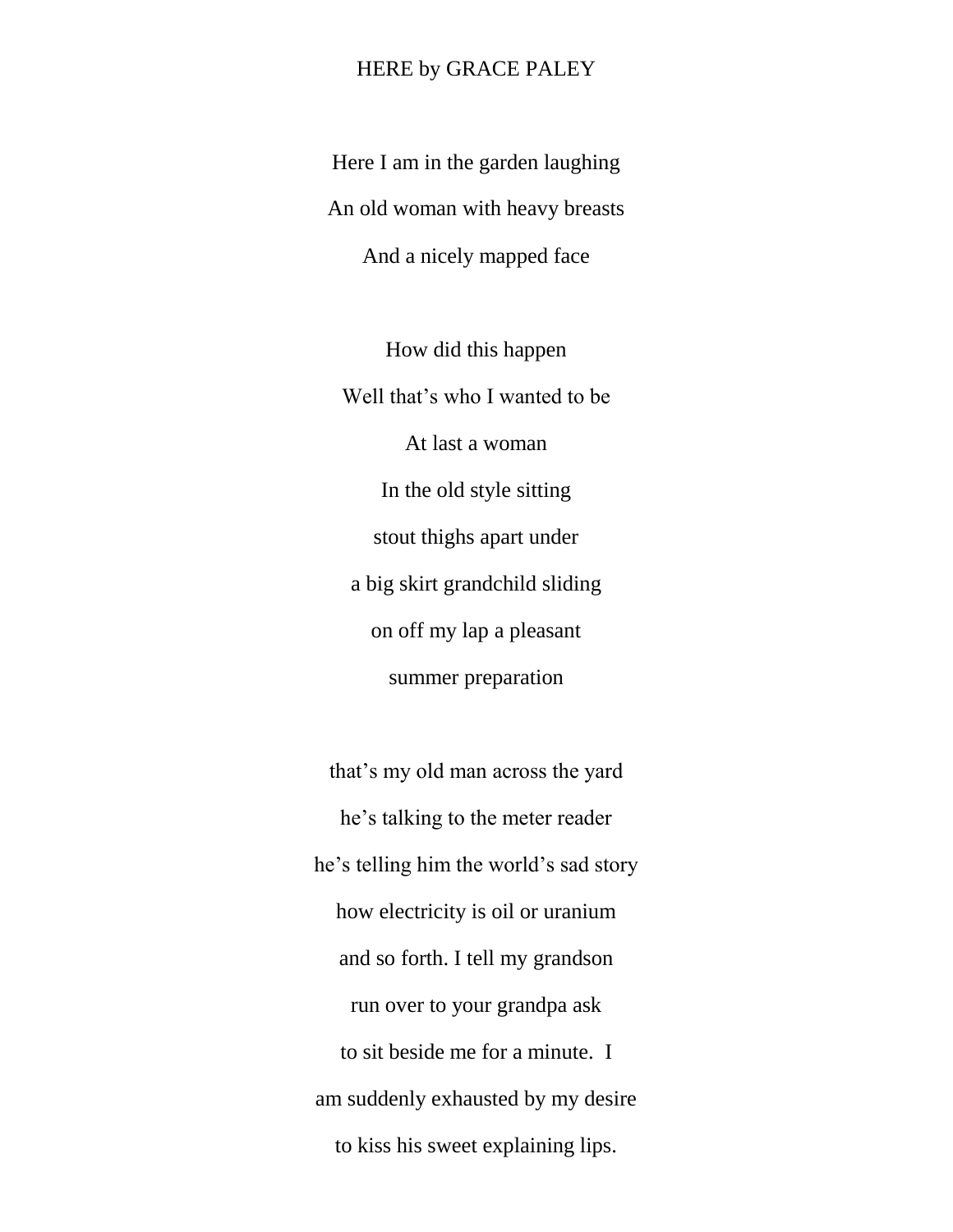HERE by GRACE PALEY

Here I am in the garden laughing
An old woman with heavy breasts
And a nicely mapped face

How did this happen
Well that's who I wanted to be
At last a woman
In the old style sitting
stout thighs apart under
a big skirt grandchild sliding
on off my lap a pleasant
summer preparation

that's my old man across the yard
he's talking to the meter reader
he's telling him the world's sad story
how electricity is oil or uranium
and so forth. I tell my grandson
run over to your grandpa ask
to sit beside me for a minute. I
am suddenly exhausted by my desire
to kiss his sweet explaining lips.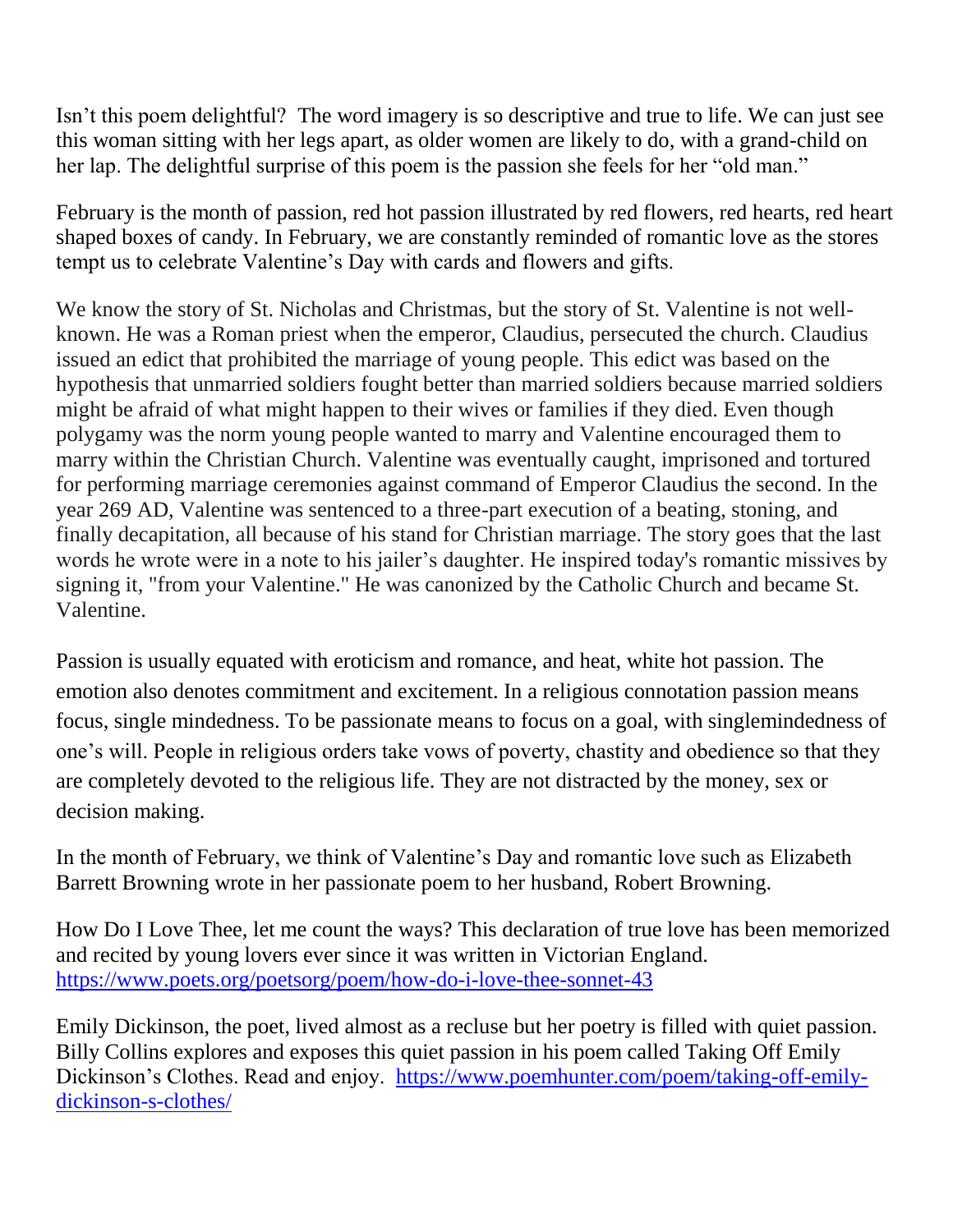Isn't this poem delightful? The word imagery is so descriptive and true to life. We can just see this woman sitting with her legs apart, as older women are likely to do, with a grand-child on her lap. The delightful surprise of this poem is the passion she feels for her "old man."

February is the month of passion, red hot passion illustrated by red flowers, red hearts, red heart shaped boxes of candy. In February, we are constantly reminded of romantic love as the stores tempt us to celebrate Valentine's Day with cards and flowers and gifts.

We know the story of St. Nicholas and Christmas, but the story of St. Valentine is not well-known. He was a Roman priest when the emperor, Claudius, persecuted the church. Claudius issued an edict that prohibited the marriage of young people. This edict was based on the hypothesis that unmarried soldiers fought better than married soldiers because married soldiers might be afraid of what might happen to their wives or families if they died. Even though polygamy was the norm young people wanted to marry and Valentine encouraged them to marry within the Christian Church. Valentine was eventually caught, imprisoned and tortured for performing marriage ceremonies against command of Emperor Claudius the second. In the year 269 AD, Valentine was sentenced to a three-part execution of a beating, stoning, and finally decapitation, all because of his stand for Christian marriage. The story goes that the last words he wrote were in a note to his jailer's daughter. He inspired today's romantic missives by signing it, "from your Valentine." He was canonized by the Catholic Church and became St. Valentine.

Passion is usually equated with eroticism and romance, and heat, white hot passion. The emotion also denotes commitment and excitement. In a religious connotation passion means focus, single mindedness. To be passionate means to focus on a goal, with singlemindedness of one's will. People in religious orders take vows of poverty, chastity and obedience so that they are completely devoted to the religious life. They are not distracted by the money, sex or decision making.

In the month of February, we think of Valentine's Day and romantic love such as Elizabeth Barrett Browning wrote in her passionate poem to her husband, Robert Browning.

How Do I Love Thee, let me count the ways? This declaration of true love has been memorized and recited by young lovers ever since it was written in Victorian England. [https://www.poets.org/poetsorg/poem/how-do-i-love-thee-sonnet-43](https://www.poets.org/poetsorg/poem/how-do-i-love-thee-sonnet-43)

Emily Dickinson, the poet, lived almost as a recluse but her poetry is filled with quiet passion. Billy Collins explores and exposes this quiet passion in his poem called Taking Off Emily Dickinson's Clothes. Read and enjoy. [https://www.poemhunter.com/poem/taking-off-emily-dickinson-s-clothes/](https://www.poemhunter.com/poem/taking-off-emily-dickinson-s-clothes/)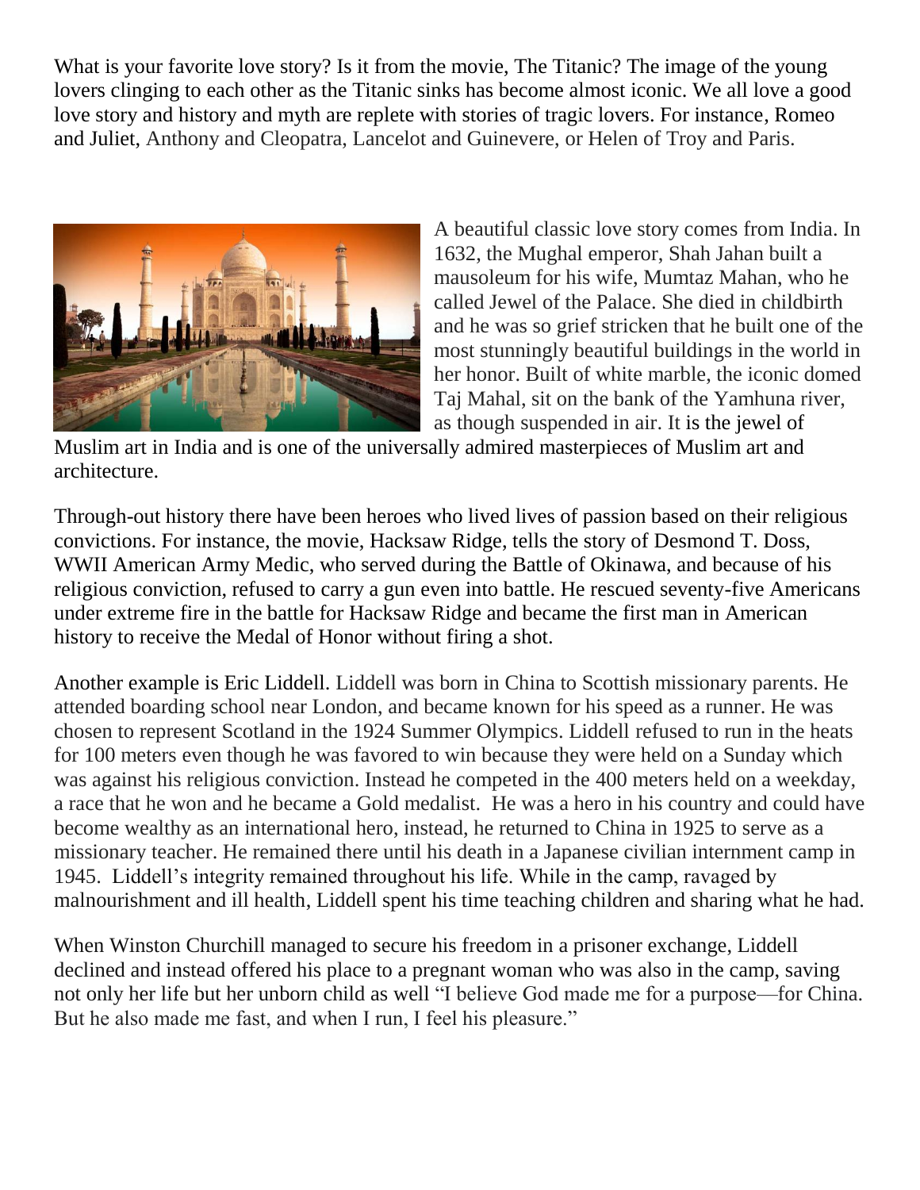What is your favorite love story? Is it from the movie, The Titanic? The image of the young lovers clinging to each other as the Titanic sinks has become almost iconic. We all love a good love story and history and myth are replete with stories of tragic lovers. For instance, Romeo and Juliet, Anthony and Cleopatra, Lancelot and Guinevere, or Helen of Troy and Paris.

A beautiful classic love story comes from India. In 1632, the Mughal emperor, Shah Jahan built a mausoleum for his wife, Mumtaz Mahan, who he called Jewel of the Palace. She died in childbirth and he was so grief stricken that he built one of the most stunningly beautiful buildings in the world in her honor. Built of white marble, the iconic domed Taj Mahal, sit on the bank of the Yamhuna river, as though suspended in air. It is the jewel of Muslim art in India and is one of the universally admired masterpieces of Muslim art and architecture.

Through-out history there have been heroes who lived lives of passion based on their religious convictions. For instance, the movie, Hacksaw Ridge, tells the story of Desmond T. Doss, WWII American Army Medic, who served during the Battle of Okinawa, and because of his religious conviction, refused to carry a gun even into battle. He rescued seventy-five Americans under extreme fire in the battle for Hacksaw Ridge and became the first man in American history to receive the Medal of Honor without firing a shot.

Another example is Eric Liddell. Liddell was born in China to Scottish missionary parents. He attended boarding school near London, and became known for his speed as a runner. He was chosen to represent Scotland in the 1924 Summer Olympics. Liddell refused to run in the heats for 100 meters even though he was favored to win because they were held on a Sunday which was against his religious conviction. Instead he competed in the 400 meters held on a weekday, a race that he won and he became a Gold medalist. He was a hero in his country and could have become wealthy as an international hero, instead, he returned to China in 1925 to serve as a missionary teacher. He remained there until his death in a Japanese civilian internment camp in 1945. Liddell's integrity remained throughout his life. While in the camp, ravaged by malnourishment and ill health, Liddell spent his time teaching children and sharing what he had.

When Winston Churchill managed to secure his freedom in a prisoner exchange, Liddell declined and instead offered his place to a pregnant woman who was also in the camp, saving not only her life but her unborn child as well "I believe God made me for a purpose—for China. But he also made me fast, and when I run, I feel his pleasure."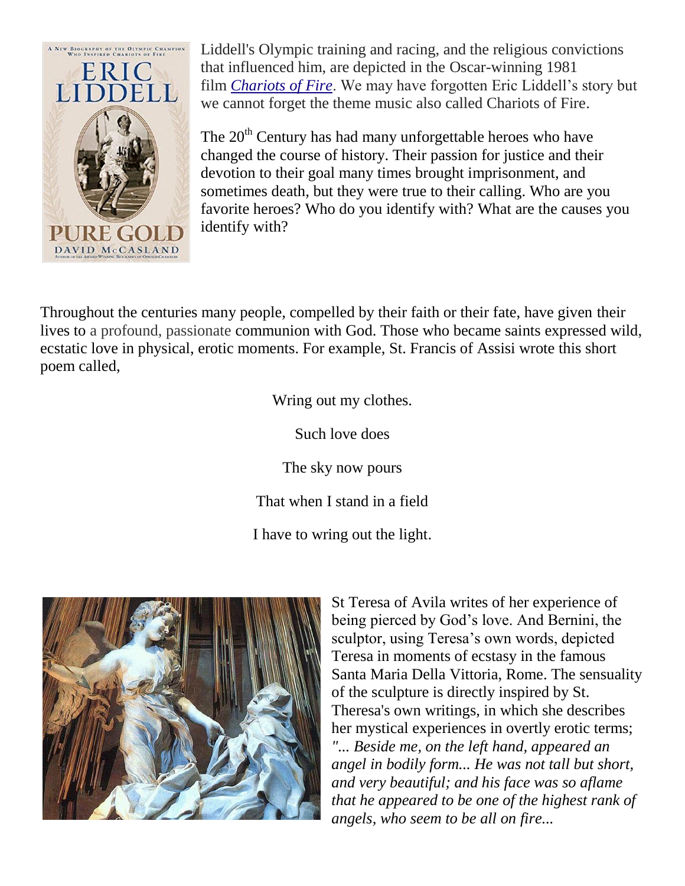Liddell's Olympic training and racing, and the religious convictions that influenced him, are depicted in the Oscar-winning 1981 film *Chariots of Fire*. We may have forgotten Eric Liddell's story but we cannot forget the theme music also called Chariots of Fire.

The 20th Century has had many unforgettable heroes who have changed the course of history. Their passion for justice and their devotion to their goal many times brought imprisonment, and sometimes death, but they were true to their calling. Who are you favorite heroes? Who do you identify with? What are the causes you identify with?

Throughout the centuries many people, compelled by their faith or their fate, have given their lives to a profound, passionate communion with God. Those who became saints expressed wild, ecstatic love in physical, erotic moments. For example, St. Francis of Assisi wrote this short poem called,

Wring out my clothes.

Such love does

The sky now pours

That when I stand in a field

I have to wring out the light.

St Teresa of Avila writes of her experience of being pierced by God's love. And Bernini, the sculptor, using Teresa's own words, depicted Teresa in moments of ecstasy in the famous Santa Maria Della Vittoria, Rome. The sensuality of the sculpture is directly inspired by St. Theresa's own writings, in which she describes her mystical experiences in overtly erotic terms; *"... Beside me, on the left hand, appeared an angel in bodily form... He was not tall but short, and very beautiful; and his face was so aflame that he appeared to be one of the highest rank of angels, who seem to be all on fire...*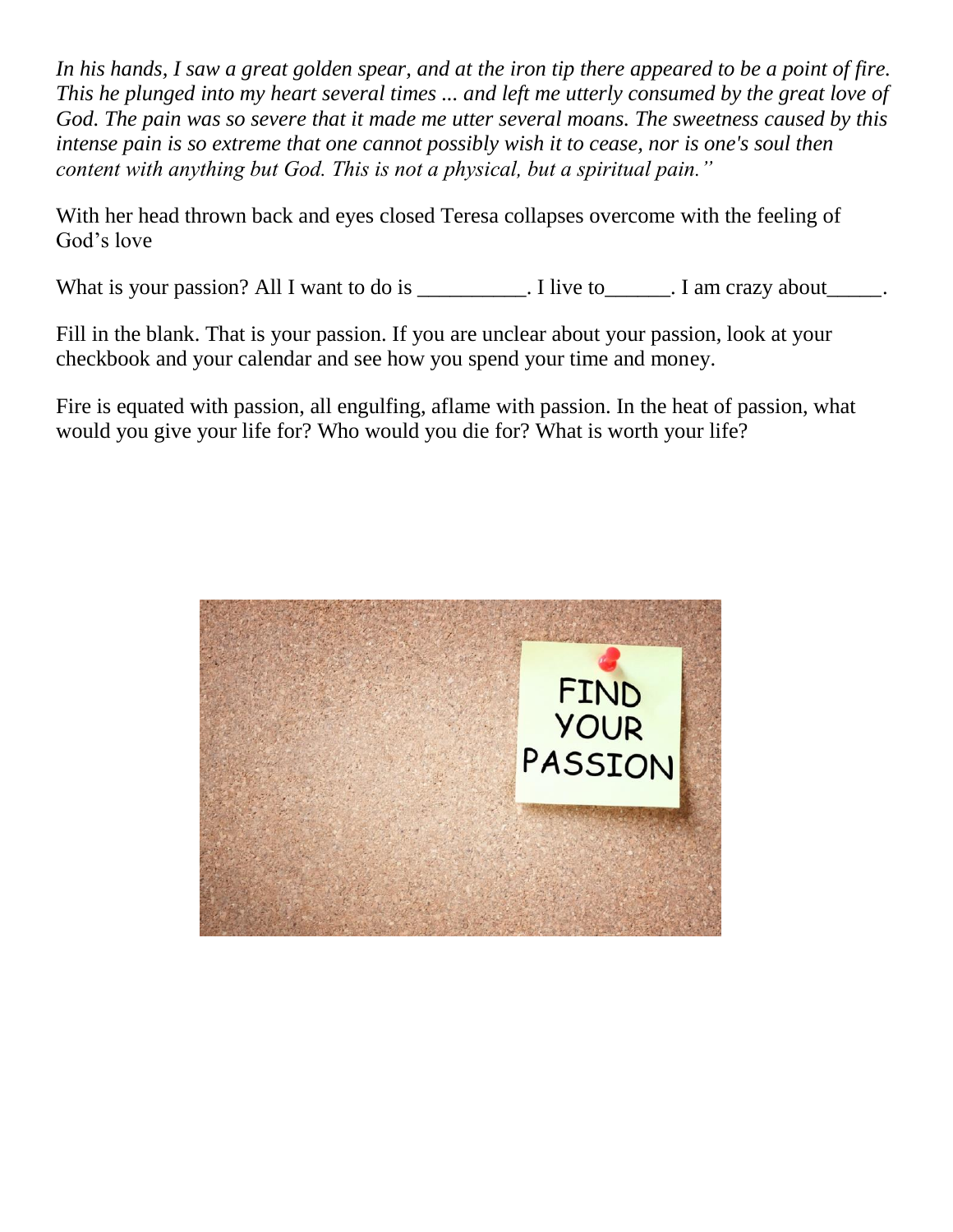*In his hands, I saw a great golden spear, and at the iron tip there appeared to be a point of fire. This he plunged into my heart several times ... and left me utterly consumed by the great love of God. The pain was so severe that it made me utter several moans. The sweetness caused by this intense pain is so extreme that one cannot possibly wish it to cease, nor is one's soul then content with anything but God. This is not a physical, but a spiritual pain."*

With her head thrown back and eyes closed Teresa collapses overcome with the feeling of God's love

What is your passion? All I want to do is __________. I live to______. I am crazy about_____.

Fill in the blank. That is your passion. If you are unclear about your passion, look at your checkbook and your calendar and see how you spend your time and money.

Fire is equated with passion, all engulfing, aflame with passion. In the heat of passion, what would you give your life for? Who would you die for? What is worth your life?